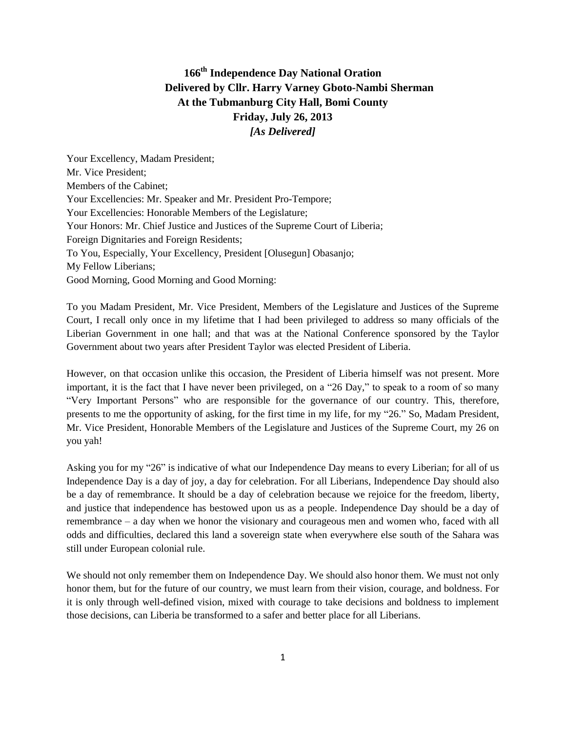# 166th Independence Day National Oration
## Delivered by Cllr. Harry Varney Gboto-Nambi Sherman
## At the Tubmanburg City Hall, Bomi County
## Friday, July 26, 2013
## *[As Delivered]*

Your Excellency, Madam President;
Mr. Vice President;
Members of the Cabinet;
Your Excellencies: Mr. Speaker and Mr. President Pro-Tempore;
Your Excellencies: Honorable Members of the Legislature;
Your Honors: Mr. Chief Justice and Justices of the Supreme Court of Liberia;
Foreign Dignitaries and Foreign Residents;
To You, Especially, Your Excellency, President [Olusegun] Obasanjo;
My Fellow Liberians;
Good Morning, Good Morning and Good Morning:

To you Madam President, Mr. Vice President, Members of the Legislature and Justices of the Supreme Court, I recall only once in my lifetime that I had been privileged to address so many officials of the Liberian Government in one hall; and that was at the National Conference sponsored by the Taylor Government about two years after President Taylor was elected President of Liberia.

However, on that occasion unlike this occasion, the President of Liberia himself was not present. More important, it is the fact that I have never been privileged, on a "26 Day," to speak to a room of so many "Very Important Persons" who are responsible for the governance of our country. This, therefore, presents to me the opportunity of asking, for the first time in my life, for my "26." So, Madam President, Mr. Vice President, Honorable Members of the Legislature and Justices of the Supreme Court, my 26 on you yah!

Asking you for my "26" is indicative of what our Independence Day means to every Liberian; for all of us Independence Day is a day of joy, a day for celebration. For all Liberians, Independence Day should also be a day of remembrance. It should be a day of celebration because we rejoice for the freedom, liberty, and justice that independence has bestowed upon us as a people. Independence Day should be a day of remembrance – a day when we honor the visionary and courageous men and women who, faced with all odds and difficulties, declared this land a sovereign state when everywhere else south of the Sahara was still under European colonial rule.

We should not only remember them on Independence Day. We should also honor them. We must not only honor them, but for the future of our country, we must learn from their vision, courage, and boldness. For it is only through well-defined vision, mixed with courage to take decisions and boldness to implement those decisions, can Liberia be transformed to a safer and better place for all Liberians.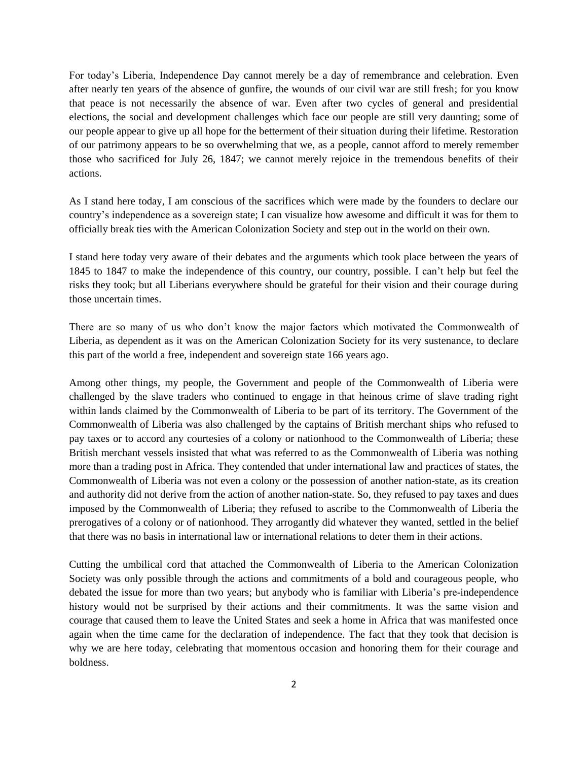For today's Liberia, Independence Day cannot merely be a day of remembrance and celebration. Even after nearly ten years of the absence of gunfire, the wounds of our civil war are still fresh; for you know that peace is not necessarily the absence of war. Even after two cycles of general and presidential elections, the social and development challenges which face our people are still very daunting; some of our people appear to give up all hope for the betterment of their situation during their lifetime. Restoration of our patrimony appears to be so overwhelming that we, as a people, cannot afford to merely remember those who sacrificed for July 26, 1847; we cannot merely rejoice in the tremendous benefits of their actions.

As I stand here today, I am conscious of the sacrifices which were made by the founders to declare our country's independence as a sovereign state; I can visualize how awesome and difficult it was for them to officially break ties with the American Colonization Society and step out in the world on their own.

I stand here today very aware of their debates and the arguments which took place between the years of 1845 to 1847 to make the independence of this country, our country, possible. I can't help but feel the risks they took; but all Liberians everywhere should be grateful for their vision and their courage during those uncertain times.

There are so many of us who don't know the major factors which motivated the Commonwealth of Liberia, as dependent as it was on the American Colonization Society for its very sustenance, to declare this part of the world a free, independent and sovereign state 166 years ago.

Among other things, my people, the Government and people of the Commonwealth of Liberia were challenged by the slave traders who continued to engage in that heinous crime of slave trading right within lands claimed by the Commonwealth of Liberia to be part of its territory. The Government of the Commonwealth of Liberia was also challenged by the captains of British merchant ships who refused to pay taxes or to accord any courtesies of a colony or nationhood to the Commonwealth of Liberia; these British merchant vessels insisted that what was referred to as the Commonwealth of Liberia was nothing more than a trading post in Africa. They contended that under international law and practices of states, the Commonwealth of Liberia was not even a colony or the possession of another nation-state, as its creation and authority did not derive from the action of another nation-state. So, they refused to pay taxes and dues imposed by the Commonwealth of Liberia; they refused to ascribe to the Commonwealth of Liberia the prerogatives of a colony or of nationhood. They arrogantly did whatever they wanted, settled in the belief that there was no basis in international law or international relations to deter them in their actions.

Cutting the umbilical cord that attached the Commonwealth of Liberia to the American Colonization Society was only possible through the actions and commitments of a bold and courageous people, who debated the issue for more than two years; but anybody who is familiar with Liberia's pre-independence history would not be surprised by their actions and their commitments. It was the same vision and courage that caused them to leave the United States and seek a home in Africa that was manifested once again when the time came for the declaration of independence. The fact that they took that decision is why we are here today, celebrating that momentous occasion and honoring them for their courage and boldness.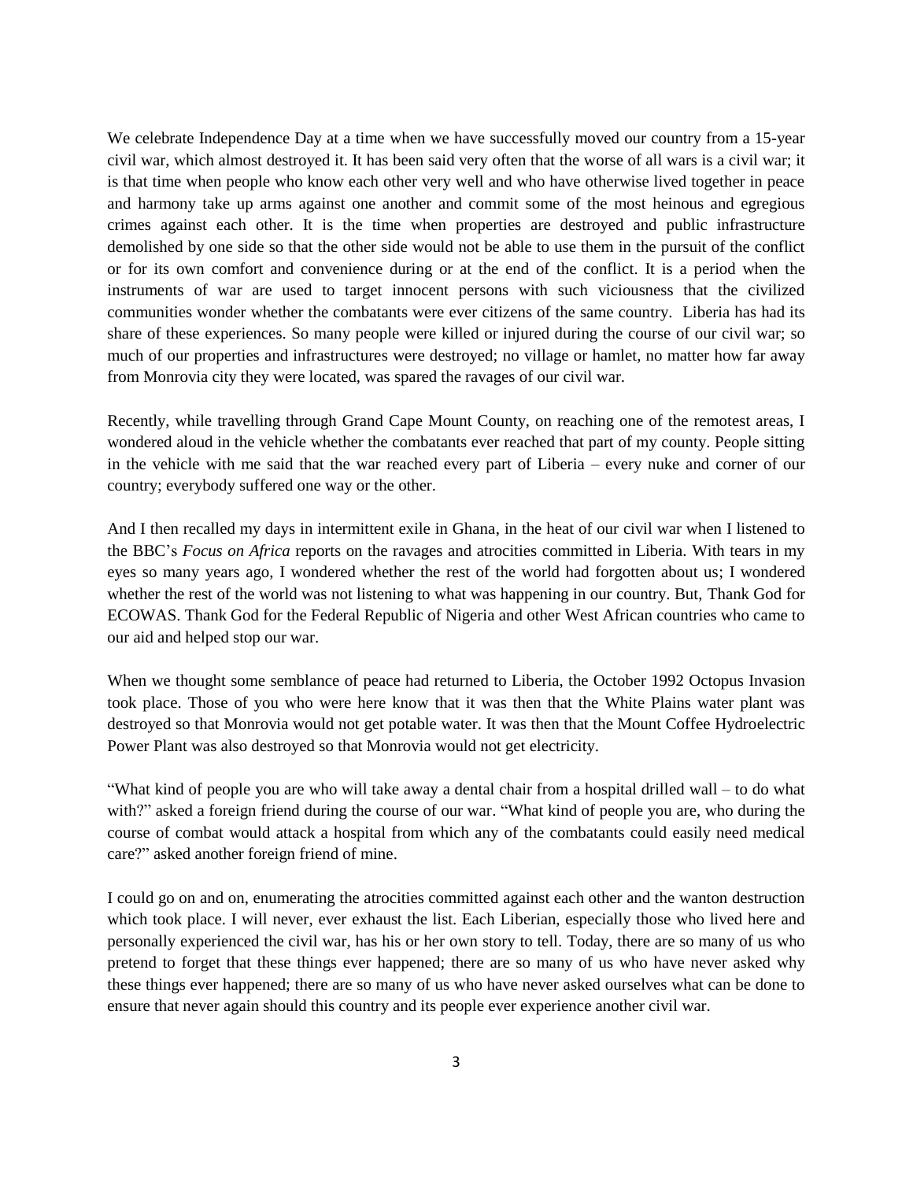We celebrate Independence Day at a time when we have successfully moved our country from a 15-year civil war, which almost destroyed it. It has been said very often that the worse of all wars is a civil war; it is that time when people who know each other very well and who have otherwise lived together in peace and harmony take up arms against one another and commit some of the most heinous and egregious crimes against each other. It is the time when properties are destroyed and public infrastructure demolished by one side so that the other side would not be able to use them in the pursuit of the conflict or for its own comfort and convenience during or at the end of the conflict. It is a period when the instruments of war are used to target innocent persons with such viciousness that the civilized communities wonder whether the combatants were ever citizens of the same country. Liberia has had its share of these experiences. So many people were killed or injured during the course of our civil war; so much of our properties and infrastructures were destroyed; no village or hamlet, no matter how far away from Monrovia city they were located, was spared the ravages of our civil war.

Recently, while travelling through Grand Cape Mount County, on reaching one of the remotest areas, I wondered aloud in the vehicle whether the combatants ever reached that part of my county. People sitting in the vehicle with me said that the war reached every part of Liberia – every nuke and corner of our country; everybody suffered one way or the other.

And I then recalled my days in intermittent exile in Ghana, in the heat of our civil war when I listened to the BBC's *Focus on Africa* reports on the ravages and atrocities committed in Liberia. With tears in my eyes so many years ago, I wondered whether the rest of the world had forgotten about us; I wondered whether the rest of the world was not listening to what was happening in our country. But, Thank God for ECOWAS. Thank God for the Federal Republic of Nigeria and other West African countries who came to our aid and helped stop our war.

When we thought some semblance of peace had returned to Liberia, the October 1992 Octopus Invasion took place. Those of you who were here know that it was then that the White Plains water plant was destroyed so that Monrovia would not get potable water. It was then that the Mount Coffee Hydroelectric Power Plant was also destroyed so that Monrovia would not get electricity.

"What kind of people you are who will take away a dental chair from a hospital drilled wall – to do what with?" asked a foreign friend during the course of our war. "What kind of people you are, who during the course of combat would attack a hospital from which any of the combatants could easily need medical care?" asked another foreign friend of mine.

I could go on and on, enumerating the atrocities committed against each other and the wanton destruction which took place. I will never, ever exhaust the list. Each Liberian, especially those who lived here and personally experienced the civil war, has his or her own story to tell. Today, there are so many of us who pretend to forget that these things ever happened; there are so many of us who have never asked why these things ever happened; there are so many of us who have never asked ourselves what can be done to ensure that never again should this country and its people ever experience another civil war.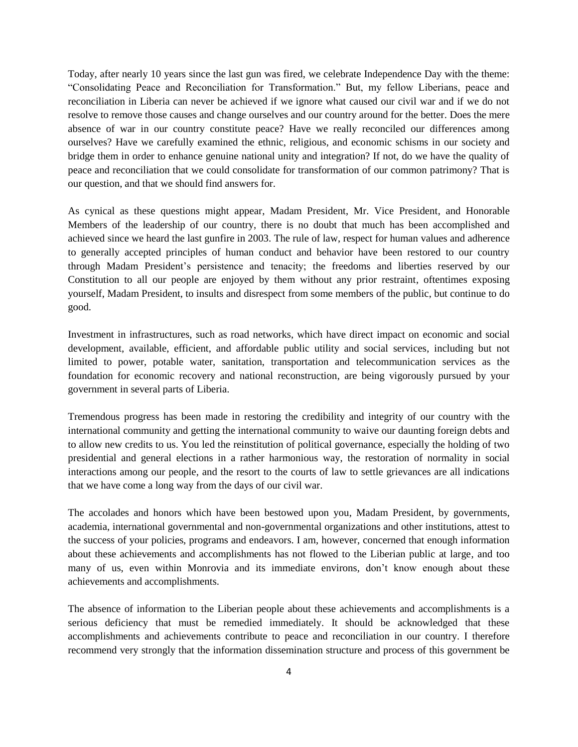Today, after nearly 10 years since the last gun was fired, we celebrate Independence Day with the theme: "Consolidating Peace and Reconciliation for Transformation." But, my fellow Liberians, peace and reconciliation in Liberia can never be achieved if we ignore what caused our civil war and if we do not resolve to remove those causes and change ourselves and our country around for the better. Does the mere absence of war in our country constitute peace? Have we really reconciled our differences among ourselves? Have we carefully examined the ethnic, religious, and economic schisms in our society and bridge them in order to enhance genuine national unity and integration? If not, do we have the quality of peace and reconciliation that we could consolidate for transformation of our common patrimony? That is our question, and that we should find answers for.

As cynical as these questions might appear, Madam President, Mr. Vice President, and Honorable Members of the leadership of our country, there is no doubt that much has been accomplished and achieved since we heard the last gunfire in 2003. The rule of law, respect for human values and adherence to generally accepted principles of human conduct and behavior have been restored to our country through Madam President's persistence and tenacity; the freedoms and liberties reserved by our Constitution to all our people are enjoyed by them without any prior restraint, oftentimes exposing yourself, Madam President, to insults and disrespect from some members of the public, but continue to do good.

Investment in infrastructures, such as road networks, which have direct impact on economic and social development, available, efficient, and affordable public utility and social services, including but not limited to power, potable water, sanitation, transportation and telecommunication services as the foundation for economic recovery and national reconstruction, are being vigorously pursued by your government in several parts of Liberia.

Tremendous progress has been made in restoring the credibility and integrity of our country with the international community and getting the international community to waive our daunting foreign debts and to allow new credits to us. You led the reinstitution of political governance, especially the holding of two presidential and general elections in a rather harmonious way, the restoration of normality in social interactions among our people, and the resort to the courts of law to settle grievances are all indications that we have come a long way from the days of our civil war.

The accolades and honors which have been bestowed upon you, Madam President, by governments, academia, international governmental and non-governmental organizations and other institutions, attest to the success of your policies, programs and endeavors. I am, however, concerned that enough information about these achievements and accomplishments has not flowed to the Liberian public at large, and too many of us, even within Monrovia and its immediate environs, don't know enough about these achievements and accomplishments.

The absence of information to the Liberian people about these achievements and accomplishments is a serious deficiency that must be remedied immediately. It should be acknowledged that these accomplishments and achievements contribute to peace and reconciliation in our country. I therefore recommend very strongly that the information dissemination structure and process of this government be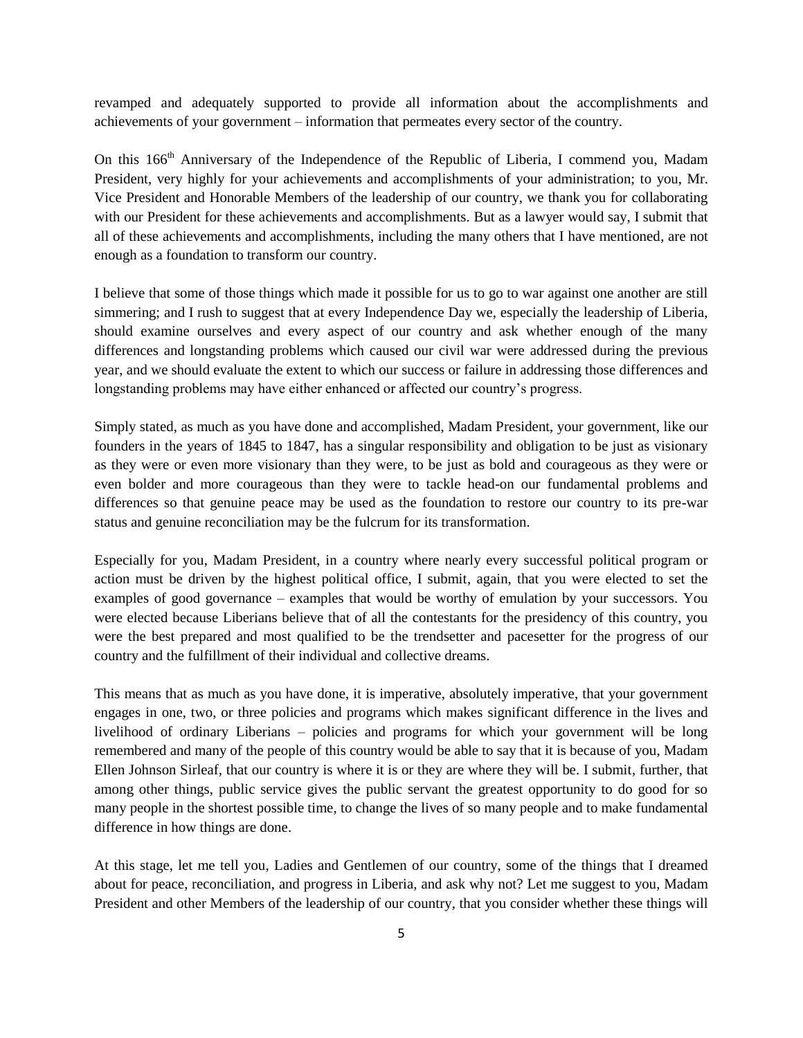revamped and adequately supported to provide all information about the accomplishments and achievements of your government – information that permeates every sector of the country.

On this 166th Anniversary of the Independence of the Republic of Liberia, I commend you, Madam President, very highly for your achievements and accomplishments of your administration; to you, Mr. Vice President and Honorable Members of the leadership of our country, we thank you for collaborating with our President for these achievements and accomplishments. But as a lawyer would say, I submit that all of these achievements and accomplishments, including the many others that I have mentioned, are not enough as a foundation to transform our country.

I believe that some of those things which made it possible for us to go to war against one another are still simmering; and I rush to suggest that at every Independence Day we, especially the leadership of Liberia, should examine ourselves and every aspect of our country and ask whether enough of the many differences and longstanding problems which caused our civil war were addressed during the previous year, and we should evaluate the extent to which our success or failure in addressing those differences and longstanding problems may have either enhanced or affected our country's progress.

Simply stated, as much as you have done and accomplished, Madam President, your government, like our founders in the years of 1845 to 1847, has a singular responsibility and obligation to be just as visionary as they were or even more visionary than they were, to be just as bold and courageous as they were or even bolder and more courageous than they were to tackle head-on our fundamental problems and differences so that genuine peace may be used as the foundation to restore our country to its pre-war status and genuine reconciliation may be the fulcrum for its transformation.

Especially for you, Madam President, in a country where nearly every successful political program or action must be driven by the highest political office, I submit, again, that you were elected to set the examples of good governance – examples that would be worthy of emulation by your successors. You were elected because Liberians believe that of all the contestants for the presidency of this country, you were the best prepared and most qualified to be the trendsetter and pacesetter for the progress of our country and the fulfillment of their individual and collective dreams.

This means that as much as you have done, it is imperative, absolutely imperative, that your government engages in one, two, or three policies and programs which makes significant difference in the lives and livelihood of ordinary Liberians – policies and programs for which your government will be long remembered and many of the people of this country would be able to say that it is because of you, Madam Ellen Johnson Sirleaf, that our country is where it is or they are where they will be. I submit, further, that among other things, public service gives the public servant the greatest opportunity to do good for so many people in the shortest possible time, to change the lives of so many people and to make fundamental difference in how things are done.

At this stage, let me tell you, Ladies and Gentlemen of our country, some of the things that I dreamed about for peace, reconciliation, and progress in Liberia, and ask why not? Let me suggest to you, Madam President and other Members of the leadership of our country, that you consider whether these things will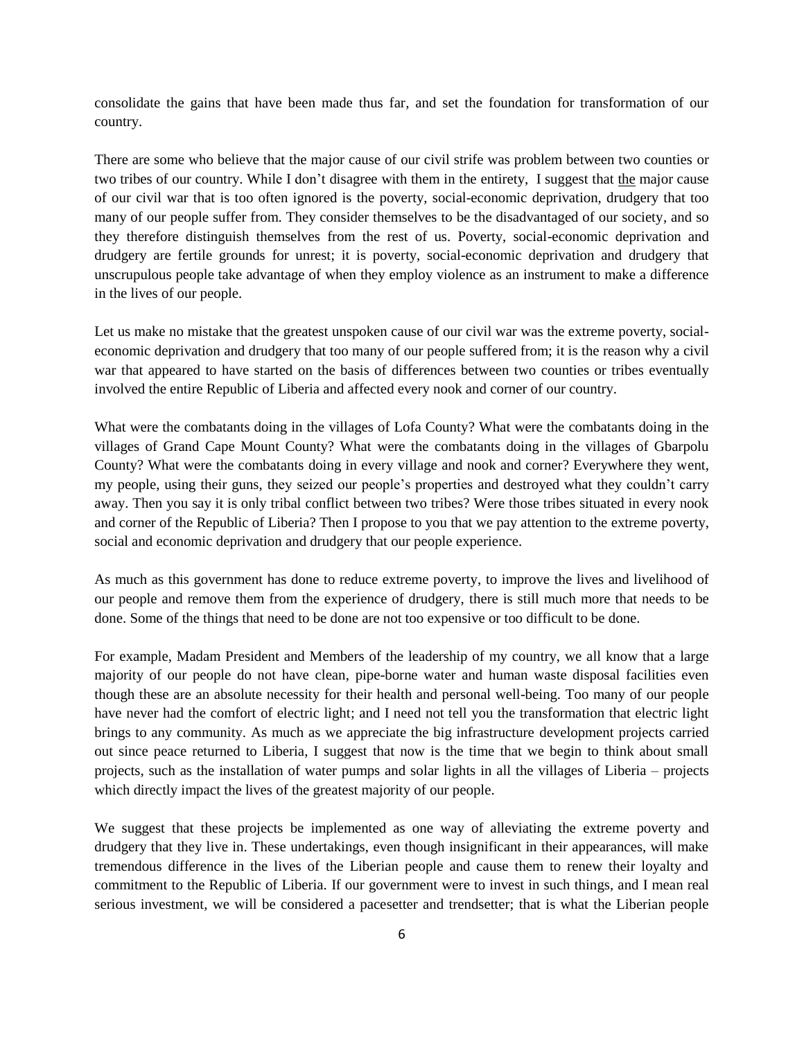consolidate the gains that have been made thus far, and set the foundation for transformation of our country.

There are some who believe that the major cause of our civil strife was problem between two counties or two tribes of our country. While I don't disagree with them in the entirety, I suggest that <u>the</u> major cause of our civil war that is too often ignored is the poverty, social-economic deprivation, drudgery that too many of our people suffer from. They consider themselves to be the disadvantaged of our society, and so they therefore distinguish themselves from the rest of us. Poverty, social-economic deprivation and drudgery are fertile grounds for unrest; it is poverty, social-economic deprivation and drudgery that unscrupulous people take advantage of when they employ violence as an instrument to make a difference in the lives of our people.

Let us make no mistake that the greatest unspoken cause of our civil war was the extreme poverty, social-economic deprivation and drudgery that too many of our people suffered from; it is the reason why a civil war that appeared to have started on the basis of differences between two counties or tribes eventually involved the entire Republic of Liberia and affected every nook and corner of our country.

What were the combatants doing in the villages of Lofa County? What were the combatants doing in the villages of Grand Cape Mount County? What were the combatants doing in the villages of Gbarpolu County? What were the combatants doing in every village and nook and corner? Everywhere they went, my people, using their guns, they seized our people's properties and destroyed what they couldn't carry away. Then you say it is only tribal conflict between two tribes? Were those tribes situated in every nook and corner of the Republic of Liberia? Then I propose to you that we pay attention to the extreme poverty, social and economic deprivation and drudgery that our people experience.

As much as this government has done to reduce extreme poverty, to improve the lives and livelihood of our people and remove them from the experience of drudgery, there is still much more that needs to be done. Some of the things that need to be done are not too expensive or too difficult to be done.

For example, Madam President and Members of the leadership of my country, we all know that a large majority of our people do not have clean, pipe-borne water and human waste disposal facilities even though these are an absolute necessity for their health and personal well-being. Too many of our people have never had the comfort of electric light; and I need not tell you the transformation that electric light brings to any community. As much as we appreciate the big infrastructure development projects carried out since peace returned to Liberia, I suggest that now is the time that we begin to think about small projects, such as the installation of water pumps and solar lights in all the villages of Liberia – projects which directly impact the lives of the greatest majority of our people.

We suggest that these projects be implemented as one way of alleviating the extreme poverty and drudgery that they live in. These undertakings, even though insignificant in their appearances, will make tremendous difference in the lives of the Liberian people and cause them to renew their loyalty and commitment to the Republic of Liberia. If our government were to invest in such things, and I mean real serious investment, we will be considered a pacesetter and trendsetter; that is what the Liberian people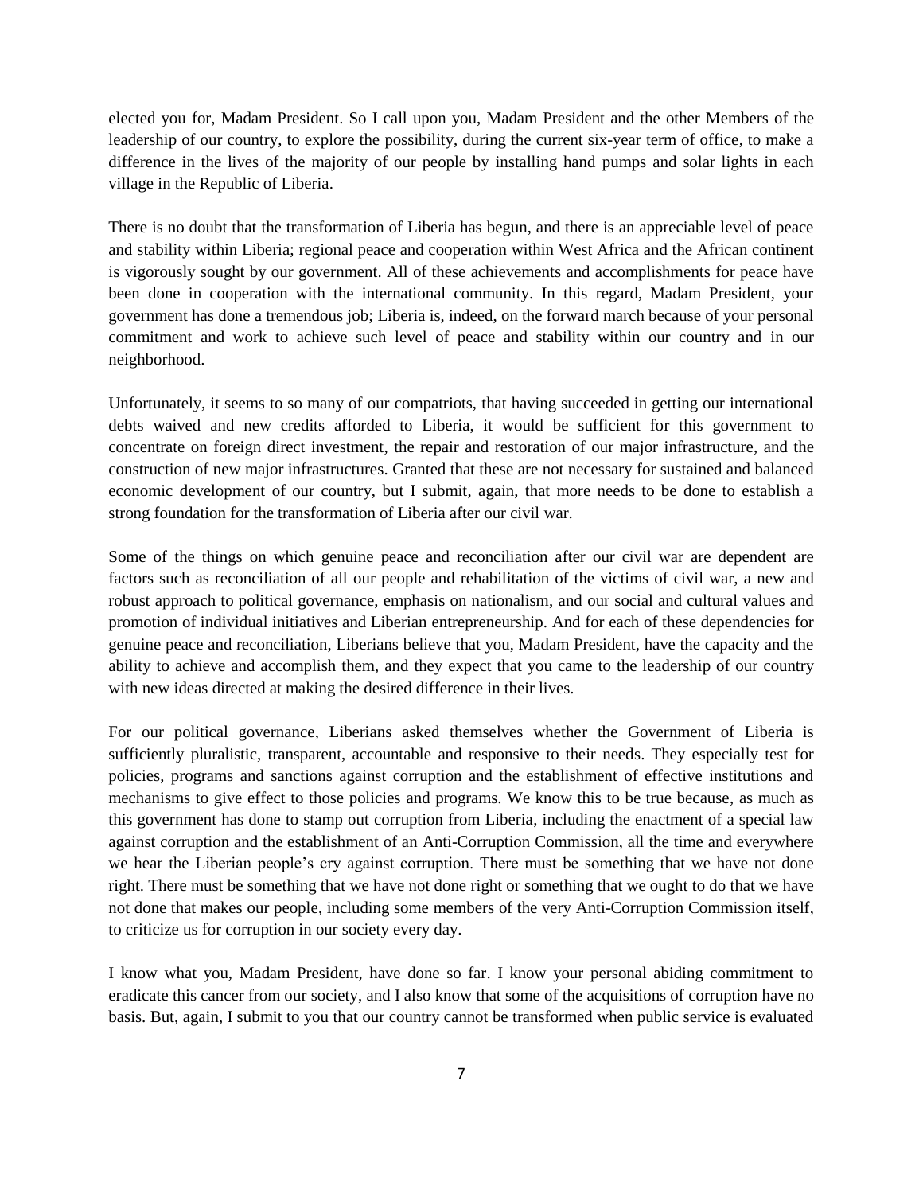elected you for, Madam President. So I call upon you, Madam President and the other Members of the leadership of our country, to explore the possibility, during the current six-year term of office, to make a difference in the lives of the majority of our people by installing hand pumps and solar lights in each village in the Republic of Liberia.

There is no doubt that the transformation of Liberia has begun, and there is an appreciable level of peace and stability within Liberia; regional peace and cooperation within West Africa and the African continent is vigorously sought by our government. All of these achievements and accomplishments for peace have been done in cooperation with the international community. In this regard, Madam President, your government has done a tremendous job; Liberia is, indeed, on the forward march because of your personal commitment and work to achieve such level of peace and stability within our country and in our neighborhood.

Unfortunately, it seems to so many of our compatriots, that having succeeded in getting our international debts waived and new credits afforded to Liberia, it would be sufficient for this government to concentrate on foreign direct investment, the repair and restoration of our major infrastructure, and the construction of new major infrastructures. Granted that these are not necessary for sustained and balanced economic development of our country, but I submit, again, that more needs to be done to establish a strong foundation for the transformation of Liberia after our civil war.

Some of the things on which genuine peace and reconciliation after our civil war are dependent are factors such as reconciliation of all our people and rehabilitation of the victims of civil war, a new and robust approach to political governance, emphasis on nationalism, and our social and cultural values and promotion of individual initiatives and Liberian entrepreneurship. And for each of these dependencies for genuine peace and reconciliation, Liberians believe that you, Madam President, have the capacity and the ability to achieve and accomplish them, and they expect that you came to the leadership of our country with new ideas directed at making the desired difference in their lives.

For our political governance, Liberians asked themselves whether the Government of Liberia is sufficiently pluralistic, transparent, accountable and responsive to their needs. They especially test for policies, programs and sanctions against corruption and the establishment of effective institutions and mechanisms to give effect to those policies and programs. We know this to be true because, as much as this government has done to stamp out corruption from Liberia, including the enactment of a special law against corruption and the establishment of an Anti-Corruption Commission, all the time and everywhere we hear the Liberian people's cry against corruption. There must be something that we have not done right. There must be something that we have not done right or something that we ought to do that we have not done that makes our people, including some members of the very Anti-Corruption Commission itself, to criticize us for corruption in our society every day.

I know what you, Madam President, have done so far. I know your personal abiding commitment to eradicate this cancer from our society, and I also know that some of the acquisitions of corruption have no basis. But, again, I submit to you that our country cannot be transformed when public service is evaluated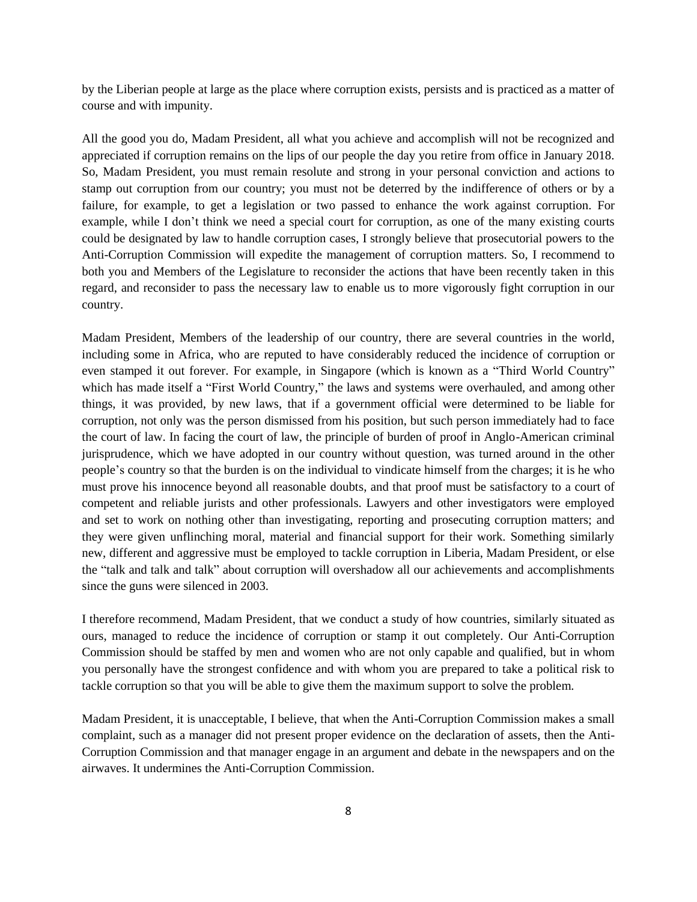by the Liberian people at large as the place where corruption exists, persists and is practiced as a matter of course and with impunity.

All the good you do, Madam President, all what you achieve and accomplish will not be recognized and appreciated if corruption remains on the lips of our people the day you retire from office in January 2018. So, Madam President, you must remain resolute and strong in your personal conviction and actions to stamp out corruption from our country; you must not be deterred by the indifference of others or by a failure, for example, to get a legislation or two passed to enhance the work against corruption. For example, while I don't think we need a special court for corruption, as one of the many existing courts could be designated by law to handle corruption cases, I strongly believe that prosecutorial powers to the Anti-Corruption Commission will expedite the management of corruption matters. So, I recommend to both you and Members of the Legislature to reconsider the actions that have been recently taken in this regard, and reconsider to pass the necessary law to enable us to more vigorously fight corruption in our country.

Madam President, Members of the leadership of our country, there are several countries in the world, including some in Africa, who are reputed to have considerably reduced the incidence of corruption or even stamped it out forever. For example, in Singapore (which is known as a "Third World Country" which has made itself a "First World Country," the laws and systems were overhauled, and among other things, it was provided, by new laws, that if a government official were determined to be liable for corruption, not only was the person dismissed from his position, but such person immediately had to face the court of law. In facing the court of law, the principle of burden of proof in Anglo-American criminal jurisprudence, which we have adopted in our country without question, was turned around in the other people's country so that the burden is on the individual to vindicate himself from the charges; it is he who must prove his innocence beyond all reasonable doubts, and that proof must be satisfactory to a court of competent and reliable jurists and other professionals. Lawyers and other investigators were employed and set to work on nothing other than investigating, reporting and prosecuting corruption matters; and they were given unflinching moral, material and financial support for their work. Something similarly new, different and aggressive must be employed to tackle corruption in Liberia, Madam President, or else the "talk and talk and talk" about corruption will overshadow all our achievements and accomplishments since the guns were silenced in 2003.

I therefore recommend, Madam President, that we conduct a study of how countries, similarly situated as ours, managed to reduce the incidence of corruption or stamp it out completely. Our Anti-Corruption Commission should be staffed by men and women who are not only capable and qualified, but in whom you personally have the strongest confidence and with whom you are prepared to take a political risk to tackle corruption so that you will be able to give them the maximum support to solve the problem.

Madam President, it is unacceptable, I believe, that when the Anti-Corruption Commission makes a small complaint, such as a manager did not present proper evidence on the declaration of assets, then the Anti-Corruption Commission and that manager engage in an argument and debate in the newspapers and on the airwaves. It undermines the Anti-Corruption Commission.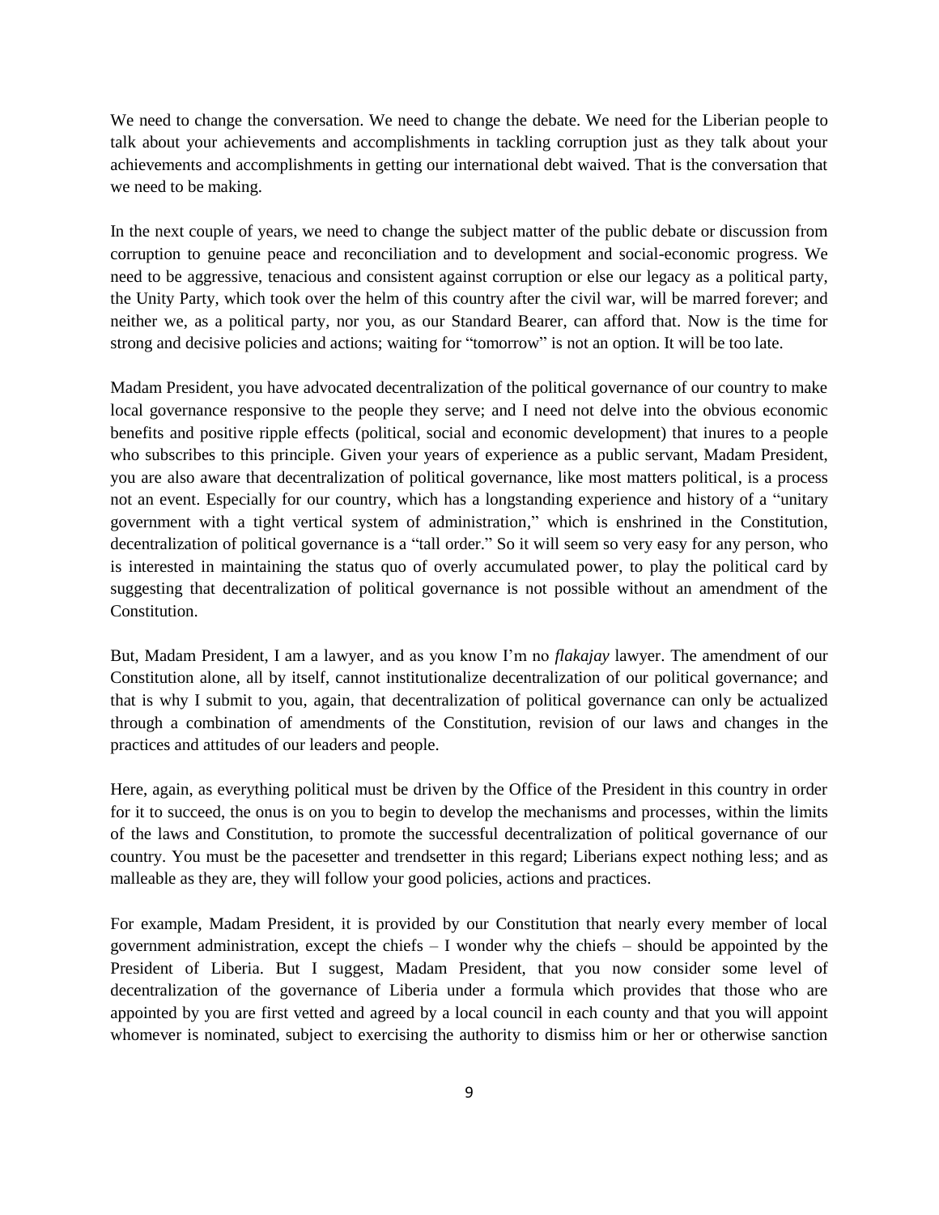We need to change the conversation. We need to change the debate. We need for the Liberian people to talk about your achievements and accomplishments in tackling corruption just as they talk about your achievements and accomplishments in getting our international debt waived. That is the conversation that we need to be making.

In the next couple of years, we need to change the subject matter of the public debate or discussion from corruption to genuine peace and reconciliation and to development and social-economic progress. We need to be aggressive, tenacious and consistent against corruption or else our legacy as a political party, the Unity Party, which took over the helm of this country after the civil war, will be marred forever; and neither we, as a political party, nor you, as our Standard Bearer, can afford that. Now is the time for strong and decisive policies and actions; waiting for "tomorrow" is not an option. It will be too late.

Madam President, you have advocated decentralization of the political governance of our country to make local governance responsive to the people they serve; and I need not delve into the obvious economic benefits and positive ripple effects (political, social and economic development) that inures to a people who subscribes to this principle. Given your years of experience as a public servant, Madam President, you are also aware that decentralization of political governance, like most matters political, is a process not an event. Especially for our country, which has a longstanding experience and history of a "unitary government with a tight vertical system of administration," which is enshrined in the Constitution, decentralization of political governance is a "tall order." So it will seem so very easy for any person, who is interested in maintaining the status quo of overly accumulated power, to play the political card by suggesting that decentralization of political governance is not possible without an amendment of the Constitution.

But, Madam President, I am a lawyer, and as you know I'm no *flakajay* lawyer. The amendment of our Constitution alone, all by itself, cannot institutionalize decentralization of our political governance; and that is why I submit to you, again, that decentralization of political governance can only be actualized through a combination of amendments of the Constitution, revision of our laws and changes in the practices and attitudes of our leaders and people.

Here, again, as everything political must be driven by the Office of the President in this country in order for it to succeed, the onus is on you to begin to develop the mechanisms and processes, within the limits of the laws and Constitution, to promote the successful decentralization of political governance of our country. You must be the pacesetter and trendsetter in this regard; Liberians expect nothing less; and as malleable as they are, they will follow your good policies, actions and practices.

For example, Madam President, it is provided by our Constitution that nearly every member of local government administration, except the chiefs – I wonder why the chiefs – should be appointed by the President of Liberia. But I suggest, Madam President, that you now consider some level of decentralization of the governance of Liberia under a formula which provides that those who are appointed by you are first vetted and agreed by a local council in each county and that you will appoint whomever is nominated, subject to exercising the authority to dismiss him or her or otherwise sanction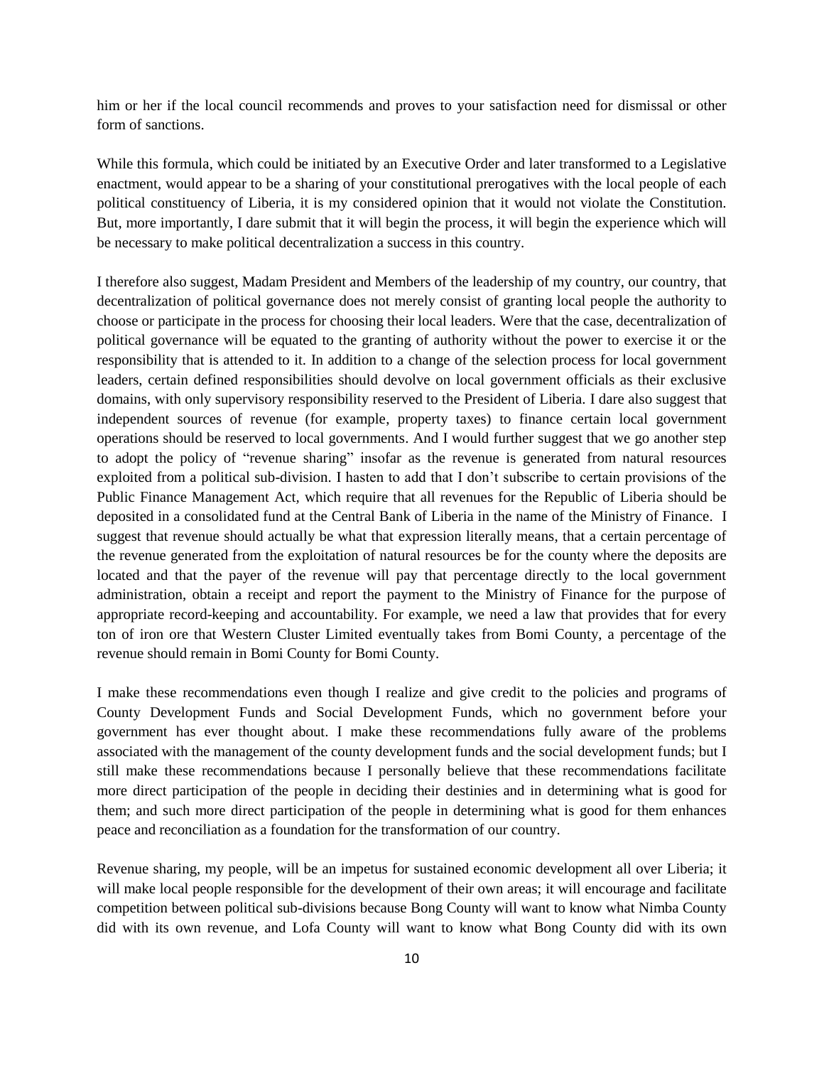him or her if the local council recommends and proves to your satisfaction need for dismissal or other form of sanctions.

While this formula, which could be initiated by an Executive Order and later transformed to a Legislative enactment, would appear to be a sharing of your constitutional prerogatives with the local people of each political constituency of Liberia, it is my considered opinion that it would not violate the Constitution. But, more importantly, I dare submit that it will begin the process, it will begin the experience which will be necessary to make political decentralization a success in this country.

I therefore also suggest, Madam President and Members of the leadership of my country, our country, that decentralization of political governance does not merely consist of granting local people the authority to choose or participate in the process for choosing their local leaders. Were that the case, decentralization of political governance will be equated to the granting of authority without the power to exercise it or the responsibility that is attended to it. In addition to a change of the selection process for local government leaders, certain defined responsibilities should devolve on local government officials as their exclusive domains, with only supervisory responsibility reserved to the President of Liberia. I dare also suggest that independent sources of revenue (for example, property taxes) to finance certain local government operations should be reserved to local governments. And I would further suggest that we go another step to adopt the policy of "revenue sharing" insofar as the revenue is generated from natural resources exploited from a political sub-division. I hasten to add that I don't subscribe to certain provisions of the Public Finance Management Act, which require that all revenues for the Republic of Liberia should be deposited in a consolidated fund at the Central Bank of Liberia in the name of the Ministry of Finance. I suggest that revenue should actually be what that expression literally means, that a certain percentage of the revenue generated from the exploitation of natural resources be for the county where the deposits are located and that the payer of the revenue will pay that percentage directly to the local government administration, obtain a receipt and report the payment to the Ministry of Finance for the purpose of appropriate record-keeping and accountability. For example, we need a law that provides that for every ton of iron ore that Western Cluster Limited eventually takes from Bomi County, a percentage of the revenue should remain in Bomi County for Bomi County.

I make these recommendations even though I realize and give credit to the policies and programs of County Development Funds and Social Development Funds, which no government before your government has ever thought about. I make these recommendations fully aware of the problems associated with the management of the county development funds and the social development funds; but I still make these recommendations because I personally believe that these recommendations facilitate more direct participation of the people in deciding their destinies and in determining what is good for them; and such more direct participation of the people in determining what is good for them enhances peace and reconciliation as a foundation for the transformation of our country.

Revenue sharing, my people, will be an impetus for sustained economic development all over Liberia; it will make local people responsible for the development of their own areas; it will encourage and facilitate competition between political sub-divisions because Bong County will want to know what Nimba County did with its own revenue, and Lofa County will want to know what Bong County did with its own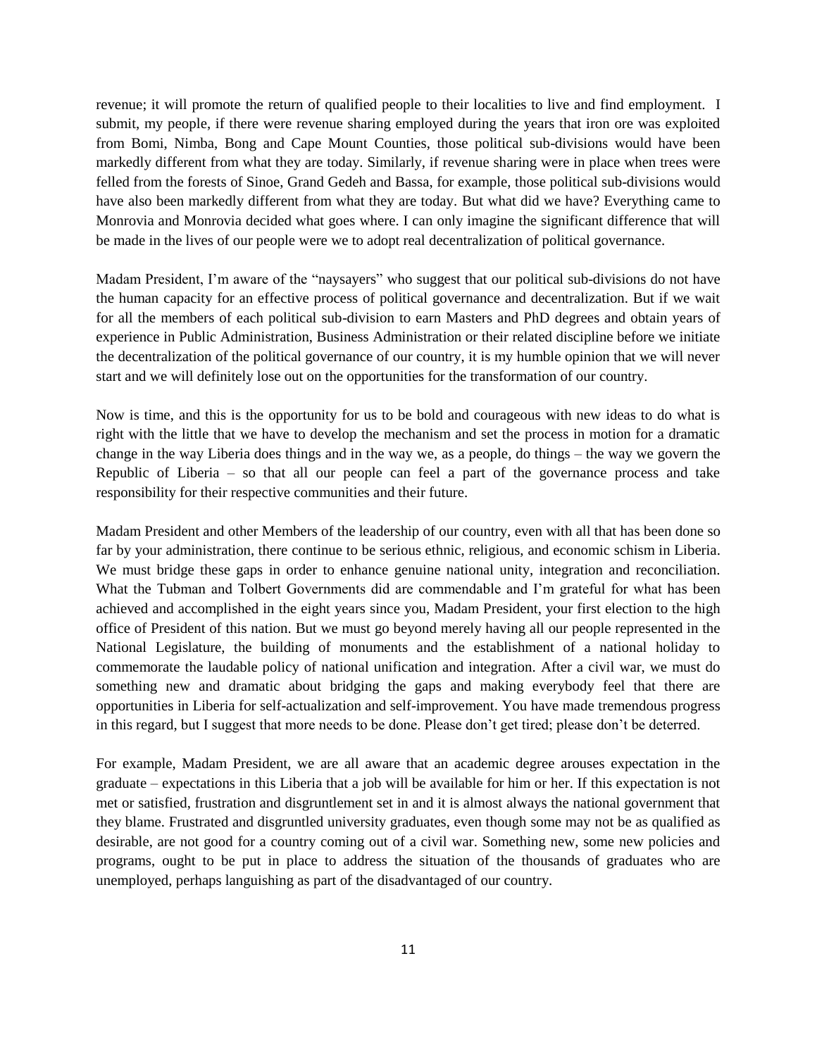revenue; it will promote the return of qualified people to their localities to live and find employment. I submit, my people, if there were revenue sharing employed during the years that iron ore was exploited from Bomi, Nimba, Bong and Cape Mount Counties, those political sub-divisions would have been markedly different from what they are today. Similarly, if revenue sharing were in place when trees were felled from the forests of Sinoe, Grand Gedeh and Bassa, for example, those political sub-divisions would have also been markedly different from what they are today. But what did we have? Everything came to Monrovia and Monrovia decided what goes where. I can only imagine the significant difference that will be made in the lives of our people were we to adopt real decentralization of political governance.

Madam President, I'm aware of the "naysayers" who suggest that our political sub-divisions do not have the human capacity for an effective process of political governance and decentralization. But if we wait for all the members of each political sub-division to earn Masters and PhD degrees and obtain years of experience in Public Administration, Business Administration or their related discipline before we initiate the decentralization of the political governance of our country, it is my humble opinion that we will never start and we will definitely lose out on the opportunities for the transformation of our country.

Now is time, and this is the opportunity for us to be bold and courageous with new ideas to do what is right with the little that we have to develop the mechanism and set the process in motion for a dramatic change in the way Liberia does things and in the way we, as a people, do things – the way we govern the Republic of Liberia – so that all our people can feel a part of the governance process and take responsibility for their respective communities and their future.

Madam President and other Members of the leadership of our country, even with all that has been done so far by your administration, there continue to be serious ethnic, religious, and economic schism in Liberia. We must bridge these gaps in order to enhance genuine national unity, integration and reconciliation. What the Tubman and Tolbert Governments did are commendable and I'm grateful for what has been achieved and accomplished in the eight years since you, Madam President, your first election to the high office of President of this nation. But we must go beyond merely having all our people represented in the National Legislature, the building of monuments and the establishment of a national holiday to commemorate the laudable policy of national unification and integration. After a civil war, we must do something new and dramatic about bridging the gaps and making everybody feel that there are opportunities in Liberia for self-actualization and self-improvement. You have made tremendous progress in this regard, but I suggest that more needs to be done. Please don't get tired; please don't be deterred.

For example, Madam President, we are all aware that an academic degree arouses expectation in the graduate – expectations in this Liberia that a job will be available for him or her. If this expectation is not met or satisfied, frustration and disgruntlement set in and it is almost always the national government that they blame. Frustrated and disgruntled university graduates, even though some may not be as qualified as desirable, are not good for a country coming out of a civil war. Something new, some new policies and programs, ought to be put in place to address the situation of the thousands of graduates who are unemployed, perhaps languishing as part of the disadvantaged of our country.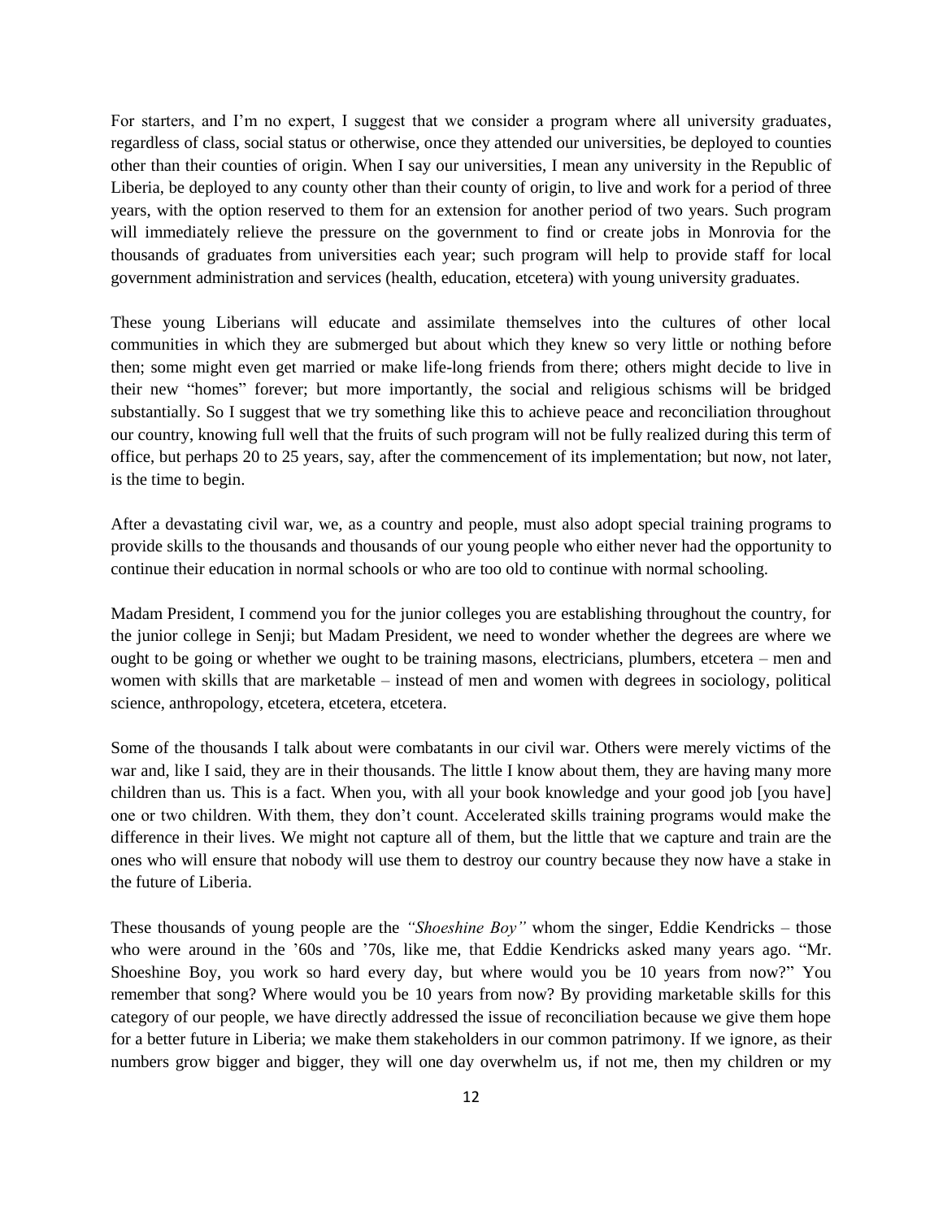For starters, and I'm no expert, I suggest that we consider a program where all university graduates, regardless of class, social status or otherwise, once they attended our universities, be deployed to counties other than their counties of origin. When I say our universities, I mean any university in the Republic of Liberia, be deployed to any county other than their county of origin, to live and work for a period of three years, with the option reserved to them for an extension for another period of two years. Such program will immediately relieve the pressure on the government to find or create jobs in Monrovia for the thousands of graduates from universities each year; such program will help to provide staff for local government administration and services (health, education, etcetera) with young university graduates.

These young Liberians will educate and assimilate themselves into the cultures of other local communities in which they are submerged but about which they knew so very little or nothing before then; some might even get married or make life-long friends from there; others might decide to live in their new "homes" forever; but more importantly, the social and religious schisms will be bridged substantially. So I suggest that we try something like this to achieve peace and reconciliation throughout our country, knowing full well that the fruits of such program will not be fully realized during this term of office, but perhaps 20 to 25 years, say, after the commencement of its implementation; but now, not later, is the time to begin.

After a devastating civil war, we, as a country and people, must also adopt special training programs to provide skills to the thousands and thousands of our young people who either never had the opportunity to continue their education in normal schools or who are too old to continue with normal schooling.

Madam President, I commend you for the junior colleges you are establishing throughout the country, for the junior college in Senji; but Madam President, we need to wonder whether the degrees are where we ought to be going or whether we ought to be training masons, electricians, plumbers, etcetera – men and women with skills that are marketable – instead of men and women with degrees in sociology, political science, anthropology, etcetera, etcetera, etcetera.

Some of the thousands I talk about were combatants in our civil war. Others were merely victims of the war and, like I said, they are in their thousands. The little I know about them, they are having many more children than us. This is a fact. When you, with all your book knowledge and your good job [you have] one or two children. With them, they don't count. Accelerated skills training programs would make the difference in their lives. We might not capture all of them, but the little that we capture and train are the ones who will ensure that nobody will use them to destroy our country because they now have a stake in the future of Liberia.

These thousands of young people are the *"Shoeshine Boy"* whom the singer, Eddie Kendricks – those who were around in the '60s and '70s, like me, that Eddie Kendricks asked many years ago. "Mr. Shoeshine Boy, you work so hard every day, but where would you be 10 years from now?" You remember that song? Where would you be 10 years from now? By providing marketable skills for this category of our people, we have directly addressed the issue of reconciliation because we give them hope for a better future in Liberia; we make them stakeholders in our common patrimony. If we ignore, as their numbers grow bigger and bigger, they will one day overwhelm us, if not me, then my children or my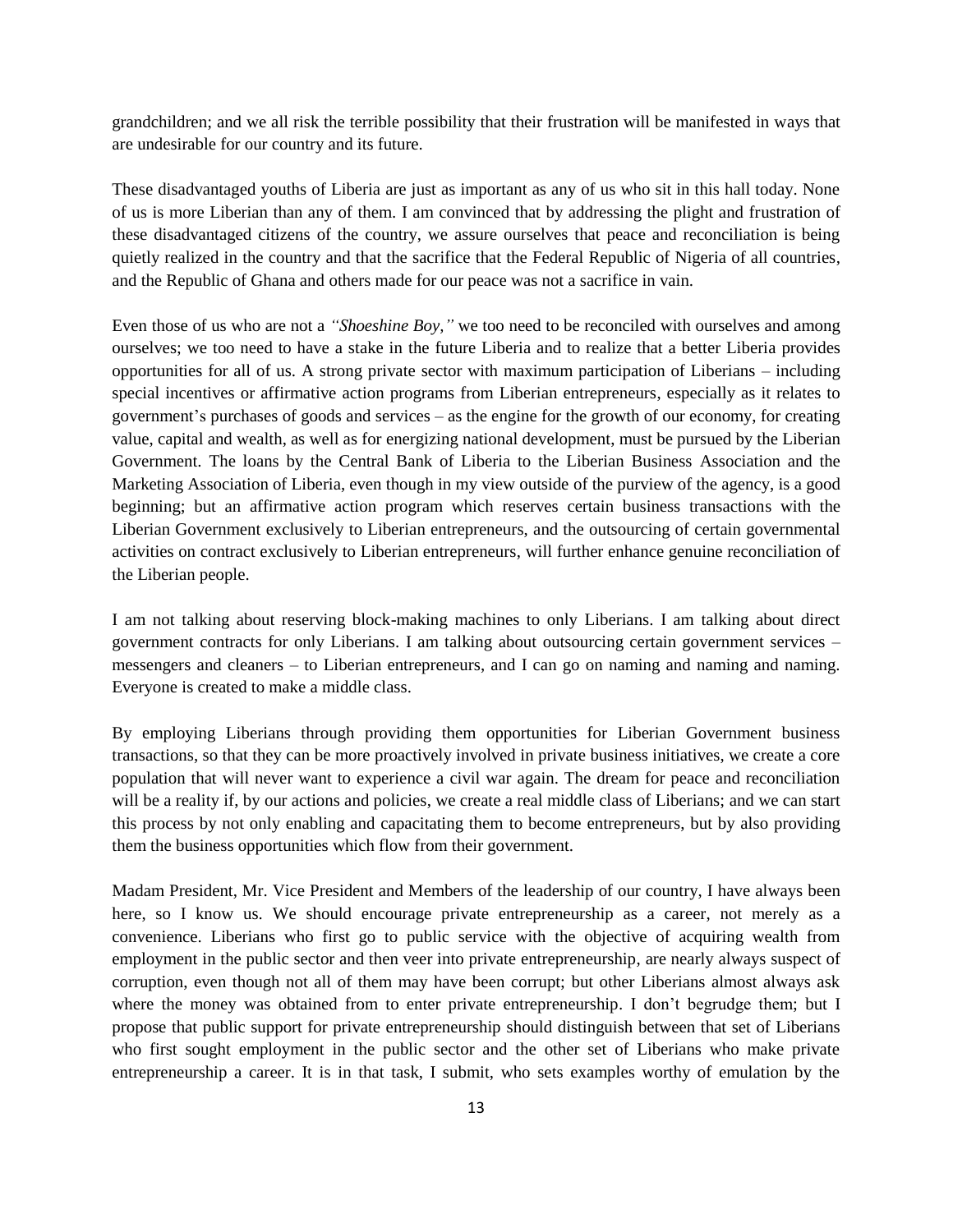grandchildren; and we all risk the terrible possibility that their frustration will be manifested in ways that are undesirable for our country and its future.

These disadvantaged youths of Liberia are just as important as any of us who sit in this hall today. None of us is more Liberian than any of them. I am convinced that by addressing the plight and frustration of these disadvantaged citizens of the country, we assure ourselves that peace and reconciliation is being quietly realized in the country and that the sacrifice that the Federal Republic of Nigeria of all countries, and the Republic of Ghana and others made for our peace was not a sacrifice in vain.

Even those of us who are not a *"Shoeshine Boy,"* we too need to be reconciled with ourselves and among ourselves; we too need to have a stake in the future Liberia and to realize that a better Liberia provides opportunities for all of us. A strong private sector with maximum participation of Liberians – including special incentives or affirmative action programs from Liberian entrepreneurs, especially as it relates to government's purchases of goods and services – as the engine for the growth of our economy, for creating value, capital and wealth, as well as for energizing national development, must be pursued by the Liberian Government. The loans by the Central Bank of Liberia to the Liberian Business Association and the Marketing Association of Liberia, even though in my view outside of the purview of the agency, is a good beginning; but an affirmative action program which reserves certain business transactions with the Liberian Government exclusively to Liberian entrepreneurs, and the outsourcing of certain governmental activities on contract exclusively to Liberian entrepreneurs, will further enhance genuine reconciliation of the Liberian people.

I am not talking about reserving block-making machines to only Liberians. I am talking about direct government contracts for only Liberians. I am talking about outsourcing certain government services – messengers and cleaners – to Liberian entrepreneurs, and I can go on naming and naming and naming. Everyone is created to make a middle class.

By employing Liberians through providing them opportunities for Liberian Government business transactions, so that they can be more proactively involved in private business initiatives, we create a core population that will never want to experience a civil war again. The dream for peace and reconciliation will be a reality if, by our actions and policies, we create a real middle class of Liberians; and we can start this process by not only enabling and capacitating them to become entrepreneurs, but by also providing them the business opportunities which flow from their government.

Madam President, Mr. Vice President and Members of the leadership of our country, I have always been here, so I know us. We should encourage private entrepreneurship as a career, not merely as a convenience. Liberians who first go to public service with the objective of acquiring wealth from employment in the public sector and then veer into private entrepreneurship, are nearly always suspect of corruption, even though not all of them may have been corrupt; but other Liberians almost always ask where the money was obtained from to enter private entrepreneurship. I don't begrudge them; but I propose that public support for private entrepreneurship should distinguish between that set of Liberians who first sought employment in the public sector and the other set of Liberians who make private entrepreneurship a career. It is in that task, I submit, who sets examples worthy of emulation by the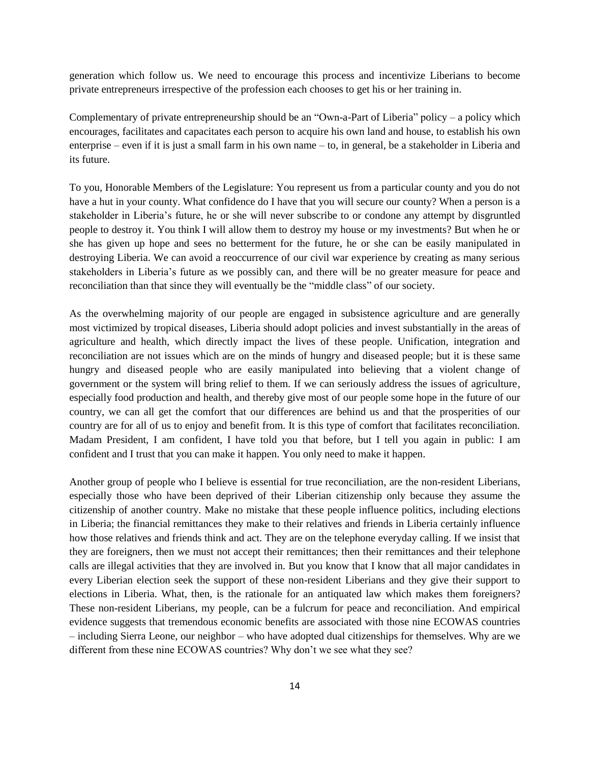generation which follow us. We need to encourage this process and incentivize Liberians to become private entrepreneurs irrespective of the profession each chooses to get his or her training in.

Complementary of private entrepreneurship should be an "Own-a-Part of Liberia" policy – a policy which encourages, facilitates and capacitates each person to acquire his own land and house, to establish his own enterprise – even if it is just a small farm in his own name – to, in general, be a stakeholder in Liberia and its future.

To you, Honorable Members of the Legislature: You represent us from a particular county and you do not have a hut in your county. What confidence do I have that you will secure our county? When a person is a stakeholder in Liberia's future, he or she will never subscribe to or condone any attempt by disgruntled people to destroy it. You think I will allow them to destroy my house or my investments? But when he or she has given up hope and sees no betterment for the future, he or she can be easily manipulated in destroying Liberia. We can avoid a reoccurrence of our civil war experience by creating as many serious stakeholders in Liberia's future as we possibly can, and there will be no greater measure for peace and reconciliation than that since they will eventually be the "middle class" of our society.

As the overwhelming majority of our people are engaged in subsistence agriculture and are generally most victimized by tropical diseases, Liberia should adopt policies and invest substantially in the areas of agriculture and health, which directly impact the lives of these people. Unification, integration and reconciliation are not issues which are on the minds of hungry and diseased people; but it is these same hungry and diseased people who are easily manipulated into believing that a violent change of government or the system will bring relief to them. If we can seriously address the issues of agriculture, especially food production and health, and thereby give most of our people some hope in the future of our country, we can all get the comfort that our differences are behind us and that the prosperities of our country are for all of us to enjoy and benefit from. It is this type of comfort that facilitates reconciliation. Madam President, I am confident, I have told you that before, but I tell you again in public: I am confident and I trust that you can make it happen. You only need to make it happen.

Another group of people who I believe is essential for true reconciliation, are the non-resident Liberians, especially those who have been deprived of their Liberian citizenship only because they assume the citizenship of another country. Make no mistake that these people influence politics, including elections in Liberia; the financial remittances they make to their relatives and friends in Liberia certainly influence how those relatives and friends think and act. They are on the telephone everyday calling. If we insist that they are foreigners, then we must not accept their remittances; then their remittances and their telephone calls are illegal activities that they are involved in. But you know that I know that all major candidates in every Liberian election seek the support of these non-resident Liberians and they give their support to elections in Liberia. What, then, is the rationale for an antiquated law which makes them foreigners? These non-resident Liberians, my people, can be a fulcrum for peace and reconciliation. And empirical evidence suggests that tremendous economic benefits are associated with those nine ECOWAS countries – including Sierra Leone, our neighbor – who have adopted dual citizenships for themselves. Why are we different from these nine ECOWAS countries? Why don't we see what they see?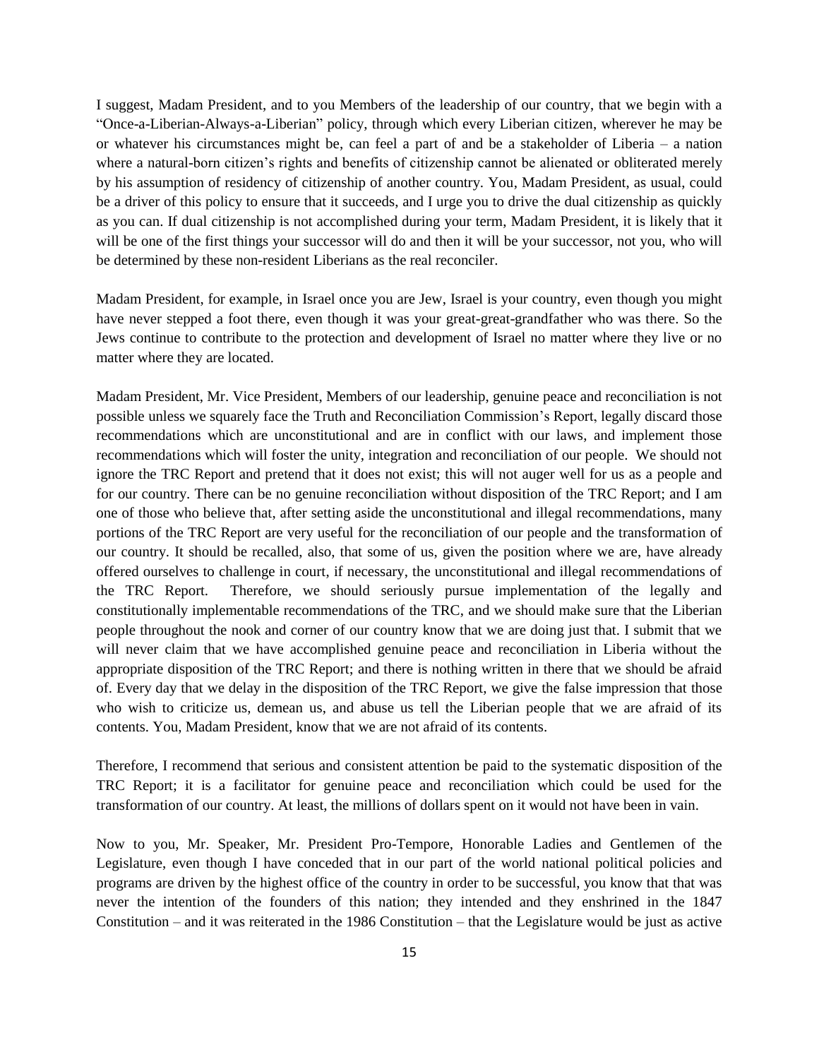I suggest, Madam President, and to you Members of the leadership of our country, that we begin with a "Once-a-Liberian-Always-a-Liberian" policy, through which every Liberian citizen, wherever he may be or whatever his circumstances might be, can feel a part of and be a stakeholder of Liberia – a nation where a natural-born citizen's rights and benefits of citizenship cannot be alienated or obliterated merely by his assumption of residency of citizenship of another country. You, Madam President, as usual, could be a driver of this policy to ensure that it succeeds, and I urge you to drive the dual citizenship as quickly as you can. If dual citizenship is not accomplished during your term, Madam President, it is likely that it will be one of the first things your successor will do and then it will be your successor, not you, who will be determined by these non-resident Liberians as the real reconciler.

Madam President, for example, in Israel once you are Jew, Israel is your country, even though you might have never stepped a foot there, even though it was your great-great-grandfather who was there. So the Jews continue to contribute to the protection and development of Israel no matter where they live or no matter where they are located.

Madam President, Mr. Vice President, Members of our leadership, genuine peace and reconciliation is not possible unless we squarely face the Truth and Reconciliation Commission's Report, legally discard those recommendations which are unconstitutional and are in conflict with our laws, and implement those recommendations which will foster the unity, integration and reconciliation of our people. We should not ignore the TRC Report and pretend that it does not exist; this will not auger well for us as a people and for our country. There can be no genuine reconciliation without disposition of the TRC Report; and I am one of those who believe that, after setting aside the unconstitutional and illegal recommendations, many portions of the TRC Report are very useful for the reconciliation of our people and the transformation of our country. It should be recalled, also, that some of us, given the position where we are, have already offered ourselves to challenge in court, if necessary, the unconstitutional and illegal recommendations of the TRC Report. Therefore, we should seriously pursue implementation of the legally and constitutionally implementable recommendations of the TRC, and we should make sure that the Liberian people throughout the nook and corner of our country know that we are doing just that. I submit that we will never claim that we have accomplished genuine peace and reconciliation in Liberia without the appropriate disposition of the TRC Report; and there is nothing written in there that we should be afraid of. Every day that we delay in the disposition of the TRC Report, we give the false impression that those who wish to criticize us, demean us, and abuse us tell the Liberian people that we are afraid of its contents. You, Madam President, know that we are not afraid of its contents.

Therefore, I recommend that serious and consistent attention be paid to the systematic disposition of the TRC Report; it is a facilitator for genuine peace and reconciliation which could be used for the transformation of our country. At least, the millions of dollars spent on it would not have been in vain.

Now to you, Mr. Speaker, Mr. President Pro-Tempore, Honorable Ladies and Gentlemen of the Legislature, even though I have conceded that in our part of the world national political policies and programs are driven by the highest office of the country in order to be successful, you know that that was never the intention of the founders of this nation; they intended and they enshrined in the 1847 Constitution – and it was reiterated in the 1986 Constitution – that the Legislature would be just as active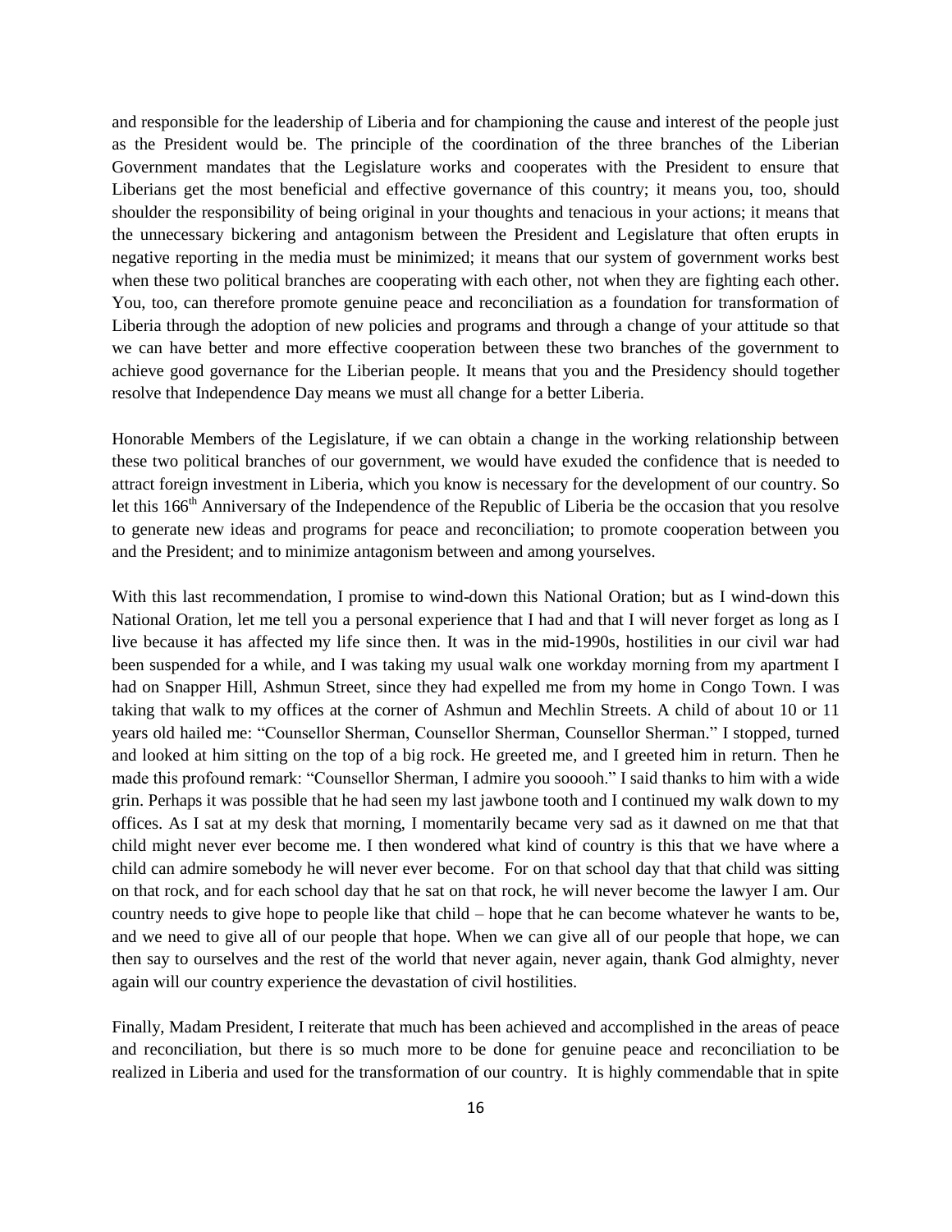and responsible for the leadership of Liberia and for championing the cause and interest of the people just as the President would be. The principle of the coordination of the three branches of the Liberian Government mandates that the Legislature works and cooperates with the President to ensure that Liberians get the most beneficial and effective governance of this country; it means you, too, should shoulder the responsibility of being original in your thoughts and tenacious in your actions; it means that the unnecessary bickering and antagonism between the President and Legislature that often erupts in negative reporting in the media must be minimized; it means that our system of government works best when these two political branches are cooperating with each other, not when they are fighting each other. You, too, can therefore promote genuine peace and reconciliation as a foundation for transformation of Liberia through the adoption of new policies and programs and through a change of your attitude so that we can have better and more effective cooperation between these two branches of the government to achieve good governance for the Liberian people. It means that you and the Presidency should together resolve that Independence Day means we must all change for a better Liberia.

Honorable Members of the Legislature, if we can obtain a change in the working relationship between these two political branches of our government, we would have exuded the confidence that is needed to attract foreign investment in Liberia, which you know is necessary for the development of our country. So let this 166th Anniversary of the Independence of the Republic of Liberia be the occasion that you resolve to generate new ideas and programs for peace and reconciliation; to promote cooperation between you and the President; and to minimize antagonism between and among yourselves.

With this last recommendation, I promise to wind-down this National Oration; but as I wind-down this National Oration, let me tell you a personal experience that I had and that I will never forget as long as I live because it has affected my life since then. It was in the mid-1990s, hostilities in our civil war had been suspended for a while, and I was taking my usual walk one workday morning from my apartment I had on Snapper Hill, Ashmun Street, since they had expelled me from my home in Congo Town. I was taking that walk to my offices at the corner of Ashmun and Mechlin Streets. A child of about 10 or 11 years old hailed me: "Counsellor Sherman, Counsellor Sherman, Counsellor Sherman." I stopped, turned and looked at him sitting on the top of a big rock. He greeted me, and I greeted him in return. Then he made this profound remark: "Counsellor Sherman, I admire you sooooh." I said thanks to him with a wide grin. Perhaps it was possible that he had seen my last jawbone tooth and I continued my walk down to my offices. As I sat at my desk that morning, I momentarily became very sad as it dawned on me that that child might never ever become me. I then wondered what kind of country is this that we have where a child can admire somebody he will never ever become. For on that school day that that child was sitting on that rock, and for each school day that he sat on that rock, he will never become the lawyer I am. Our country needs to give hope to people like that child – hope that he can become whatever he wants to be, and we need to give all of our people that hope. When we can give all of our people that hope, we can then say to ourselves and the rest of the world that never again, never again, thank God almighty, never again will our country experience the devastation of civil hostilities.

Finally, Madam President, I reiterate that much has been achieved and accomplished in the areas of peace and reconciliation, but there is so much more to be done for genuine peace and reconciliation to be realized in Liberia and used for the transformation of our country. It is highly commendable that in spite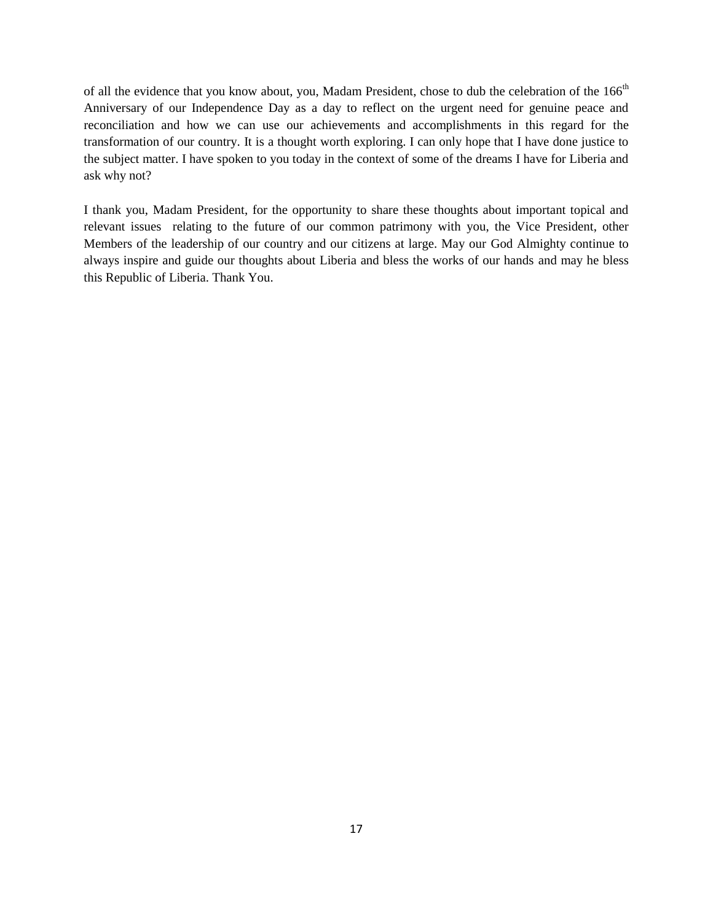of all the evidence that you know about, you, Madam President, chose to dub the celebration of the 166th Anniversary of our Independence Day as a day to reflect on the urgent need for genuine peace and reconciliation and how we can use our achievements and accomplishments in this regard for the transformation of our country. It is a thought worth exploring. I can only hope that I have done justice to the subject matter. I have spoken to you today in the context of some of the dreams I have for Liberia and ask why not?

I thank you, Madam President, for the opportunity to share these thoughts about important topical and relevant issues relating to the future of our common patrimony with you, the Vice President, other Members of the leadership of our country and our citizens at large. May our God Almighty continue to always inspire and guide our thoughts about Liberia and bless the works of our hands and may he bless this Republic of Liberia. Thank You.